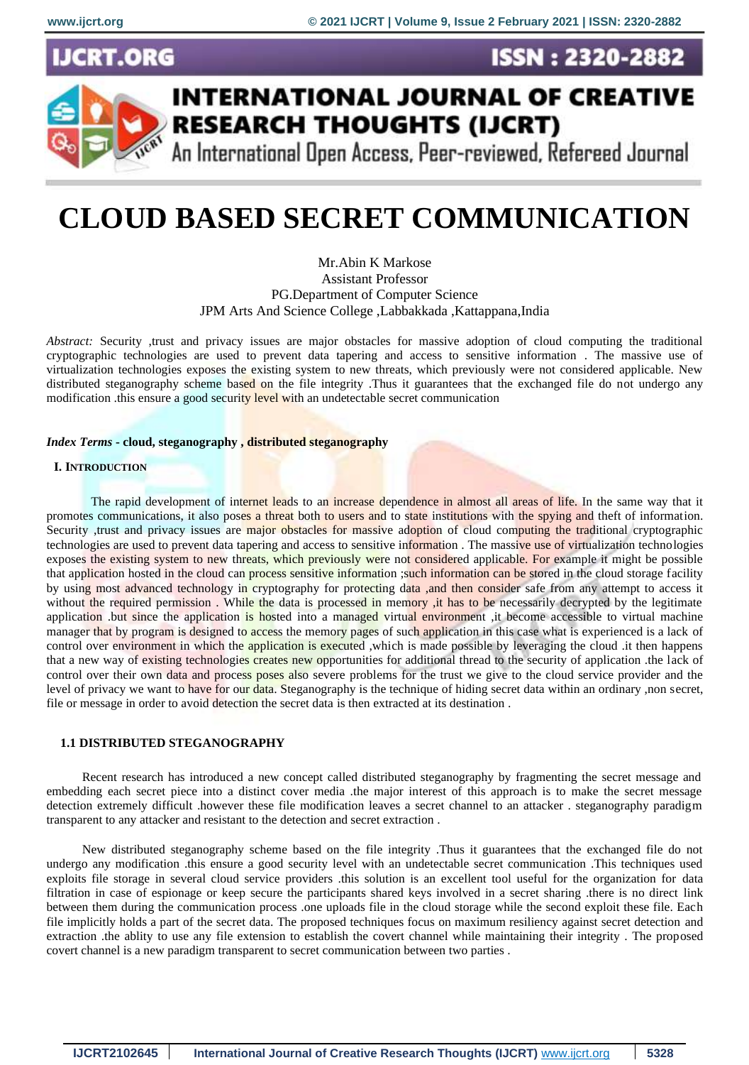# CLOUD BASED SECRET COMMUNICATION

Mr.Abin K Markose
Assistant Professor
PG.Department of Computer Science
JPM Arts And Science College ,Labbakkada ,Kattappana,India

*Abstract:* Security ,trust and privacy issues are major obstacles for massive adoption of cloud computing the traditional cryptographic technologies are used to prevent data tapering and access to sensitive information . The massive use of virtualization technologies exposes the existing system to new threats, which previously were not considered applicable. New distributed steganography scheme based on the file integrity .Thus it guarantees that the exchanged file do not undergo any modification .this ensure a good security level with an undetectable secret communication

***Index Terms* - cloud, steganography , distributed steganography**

## I. INTRODUCTION

The rapid development of internet leads to an increase dependence in almost all areas of life. In the same way that it promotes communications, it also poses a threat both to users and to state institutions with the spying and theft of information. Security ,trust and privacy issues are major obstacles for massive adoption of cloud computing the traditional cryptographic technologies are used to prevent data tapering and access to sensitive information . The massive use of virtualization technologies exposes the existing system to new threats, which previously were not considered applicable. For example it might be possible that application hosted in the cloud can process sensitive information ;such information can be stored in the cloud storage facility by using most advanced technology in cryptography for protecting data ,and then consider safe from any attempt to access it without the required permission . While the data is processed in memory ,it has to be necessarily decrypted by the legitimate application .but since the application is hosted into a managed virtual environment ,it become accessible to virtual machine manager that by program is designed to access the memory pages of such application in this case what is experienced is a lack of control over environment in which the application is executed ,which is made possible by leveraging the cloud .it then happens that a new way of existing technologies creates new opportunities for additional thread to the security of application .the lack of control over their own data and process poses also severe problems for the trust we give to the cloud service provider and the level of privacy we want to have for our data. Steganography is the technique of hiding secret data within an ordinary ,non secret, file or message in order to avoid detection the secret data is then extracted at its destination .

### 1.1 DISTRIBUTED STEGANOGRAPHY

Recent research has introduced a new concept called distributed steganography by fragmenting the secret message and embedding each secret piece into a distinct cover media .the major interest of this approach is to make the secret message detection extremely difficult .however these file modification leaves a secret channel to an attacker . steganography paradigm transparent to any attacker and resistant to the detection and secret extraction .

New distributed steganography scheme based on the file integrity .Thus it guarantees that the exchanged file do not undergo any modification .this ensure a good security level with an undetectable secret communication .This techniques used exploits file storage in several cloud service providers .this solution is an excellent tool useful for the organization for data filtration in case of espionage or keep secure the participants shared keys involved in a secret sharing .there is no direct link between them during the communication process .one uploads file in the cloud storage while the second exploit these file. Each file implicitly holds a part of the secret data. The proposed techniques focus on maximum resiliency against secret detection and extraction .the ablity to use any file extension to establish the covert channel while maintaining their integrity . The proposed covert channel is a new paradigm transparent to secret communication between two parties .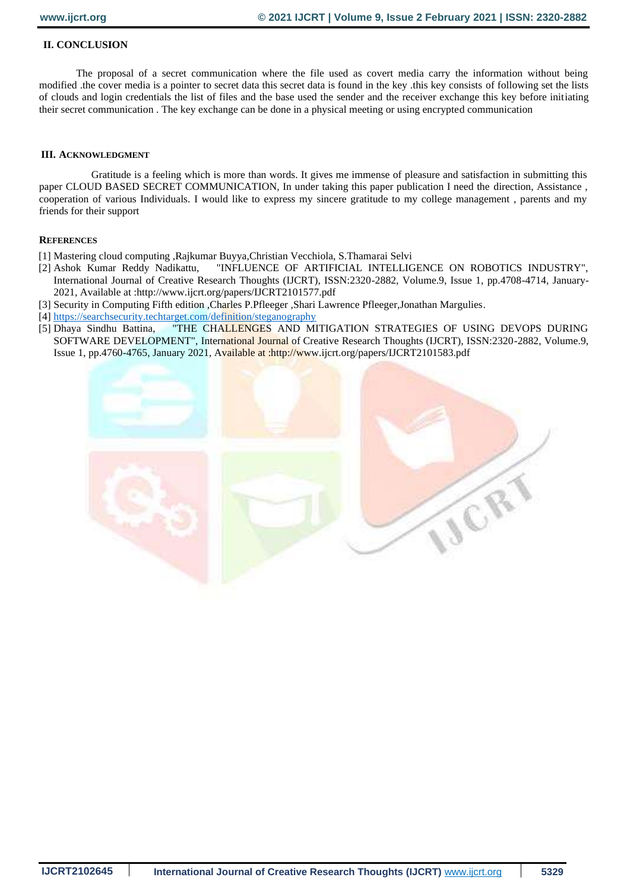## II. CONCLUSION

The proposal of a secret communication where the file used as covert media carry the information without being modified .the cover media is a pointer to secret data this secret data is found in the key .this key consists of following set the lists of clouds and login credentials the list of files and the base used the sender and the receiver exchange this key before initiating their secret communication . The key exchange can be done in a physical meeting or using encrypted communication

## III. ACKNOWLEDGMENT

Gratitude is a feeling which is more than words. It gives me immense of pleasure and satisfaction in submitting this paper CLOUD BASED SECRET COMMUNICATION, In under taking this paper publication I need the direction, Assistance , cooperation of various Individuals. I would like to express my sincere gratitude to my college management , parents and my friends for their support

## REFERENCES

[1] Mastering cloud computing ,Rajkumar Buyya,Christian Vecchiola, S.Thamarai Selvi

[2] Ashok Kumar Reddy Nadikattu, "INFLUENCE OF ARTIFICIAL INTELLIGENCE ON ROBOTICS INDUSTRY", International Journal of Creative Research Thoughts (IJCRT), ISSN:2320-2882, Volume.9, Issue 1, pp.4708-4714, January-2021, Available at :http://www.ijcrt.org/papers/IJCRT2101577.pdf

[3] Security in Computing Fifth edition ,Charles P.Pfleeger ,Shari Lawrence Pfleeger,Jonathan Margulies.

[4] https://searchsecurity.techtarget.com/definition/steganography

[5] Dhaya Sindhu Battina, "THE CHALLENGES AND MITIGATION STRATEGIES OF USING DEVOPS DURING SOFTWARE DEVELOPMENT", International Journal of Creative Research Thoughts (IJCRT), ISSN:2320-2882, Volume.9, Issue 1, pp.4760-4765, January 2021, Available at :http://www.ijcrt.org/papers/IJCRT2101583.pdf